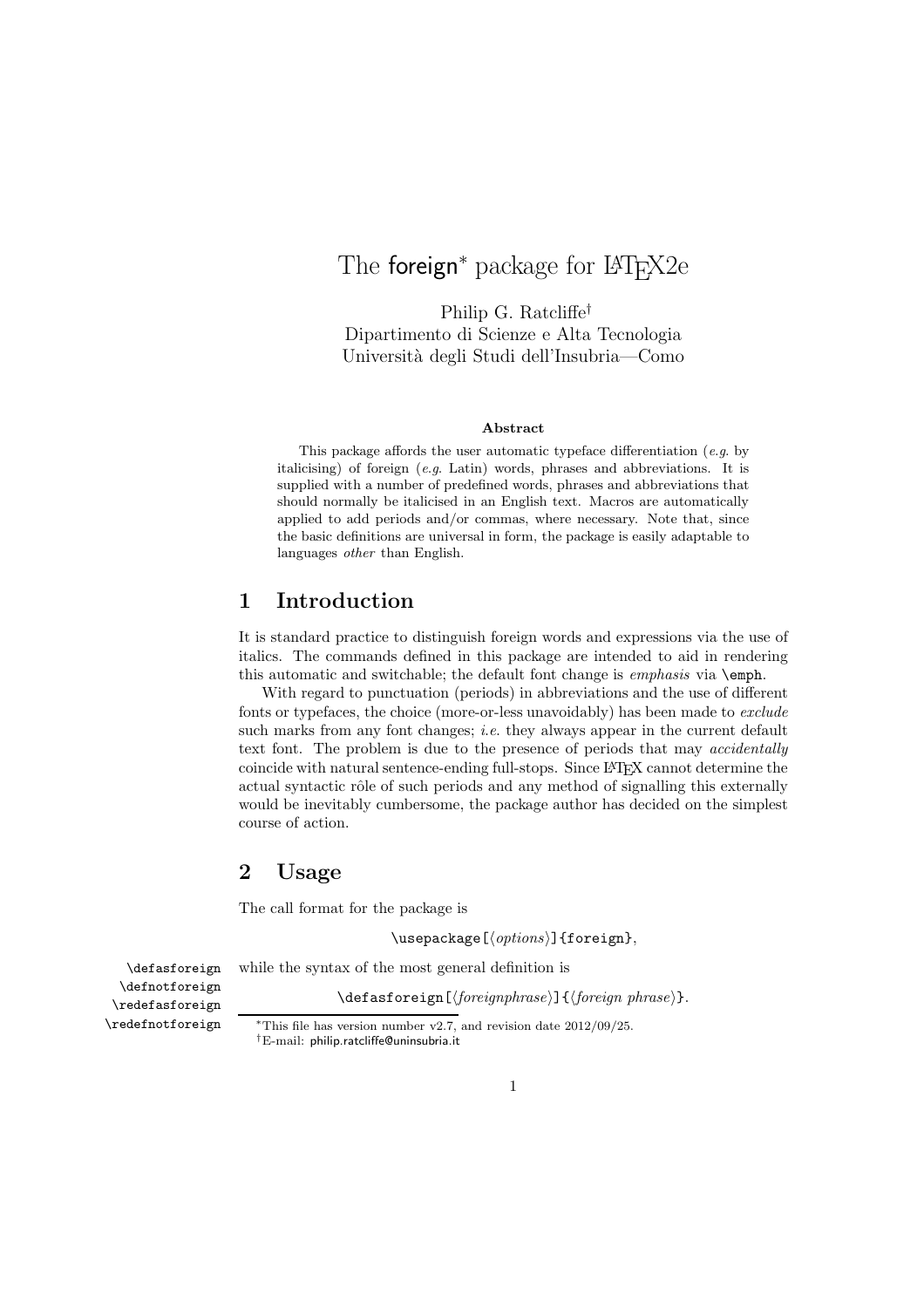# The foreign[*] package for LaTeX2e

Philip G. Ratcliffe[†]
Dipartimento di Scienze e Alta Tecnologia
Università degli Studi dell'Insubria—Como

**Abstract**

This package affords the user automatic typeface differentiation (*e.g.* by italicising) of foreign (*e.g.* Latin) words, phrases and abbreviations. It is supplied with a number of predefined words, phrases and abbreviations that should normally be italicised in an English text. Macros are automatically applied to add periods and/or commas, where necessary. Note that, since the basic definitions are universal in form, the package is easily adaptable to languages *other* than English.

## 1 Introduction

It is standard practice to distinguish foreign words and expressions via the use of italics. The commands defined in this package are intended to aid in rendering this automatic and switchable; the default font change is *emphasis* via `\emph`.

With regard to punctuation (periods) in abbreviations and the use of different fonts or typefaces, the choice (more-or-less unavoidably) has been made to *exclude* such marks from any font changes; *i.e.* they always appear in the current default text font. The problem is due to the presence of periods that may *accidentally* coincide with natural sentence-ending full-stops. Since LaTeX cannot determine the actual syntactic rôle of such periods and any method of signalling this externally would be inevitably cumbersome, the package author has decided on the simplest course of action.

## 2 Usage

The call format for the package is

`\usepackage[⟨options⟩]{foreign}`,

`\defasforeign` `\defnotforeign` `\redefasforeign` `\redefnotforeign`

while the syntax of the most general definition is

`\defasforeign[⟨foreignphrase⟩]{⟨foreign phrase⟩}`.

[*] This file has version number v2.7, and revision date 2012/09/25.

[†] E-mail: philip.ratcliffe@uninsubria.it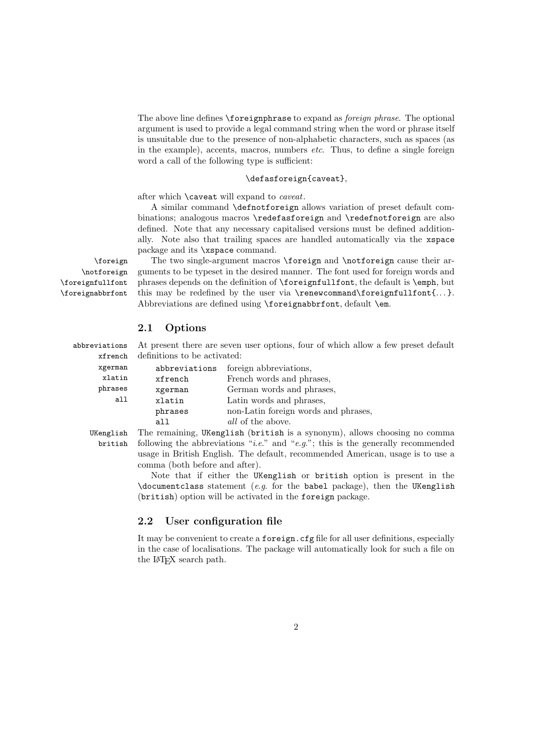The above line defines `\foreignphrase` to expand as *foreign phrase*. The optional argument is used to provide a legal command string when the word or phrase itself is unsuitable due to the presence of non-alphabetic characters, such as spaces (as in the example), accents, macros, numbers *etc*. Thus, to define a single foreign word a call of the following type is sufficient:

```
\defasforeign{caveat},
```

after which `\caveat` will expand to *caveat*.

A similar command `\defnotforeign` allows variation of preset default combinations; analogous macros `\redefasforeign` and `\redefnotforeign` are also defined. Note that any necessary capitalised versions must be defined additionally. Note also that trailing spaces are handled automatically via the `xspace` package and its `\xspace` command.

`\foreign` `\notforeign` `\foreignfullfont` `\foreignabbrfont`

The two single-argument macros `\foreign` and `\notforeign` cause their arguments to be typeset in the desired manner. The font used for foreign words and phrases depends on the definition of `\foreignfullfont`, the default is `\emph`, but this may be redefined by the user via `\renewcommand\foreignfullfont{...}`. Abbreviations are defined using `\foreignabbrfont`, default `\em`.

## 2.1 Options

`abbreviations` `xfrench` `xgerman` `xlatin` `phrases` `all`

At present there are seven user options, four of which allow a few preset default definitions to be activated:

| | |
|---|---|
| `abbreviations` | foreign abbreviations, |
| `xfrench` | French words and phrases, |
| `xgerman` | German words and phrases, |
| `xlatin` | Latin words and phrases, |
| `phrases` | non-Latin foreign words and phrases, |
| `all` | *all* of the above. |

`UKenglish` `british`

The remaining, `UKenglish` (`british` is a synonym), allows choosing no comma following the abbreviations "*i.e.*" and "*e.g.*"; this is the generally recommended usage in British English. The default, recommended American, usage is to use a comma (both before and after).

Note that if either the `UKenglish` or `british` option is present in the `\documentclass` statement (*e.g.* for the `babel` package), then the `UKenglish` (`british`) option will be activated in the `foreign` package.

## 2.2 User configuration file

It may be convenient to create a `foreign.cfg` file for all user definitions, especially in the case of localisations. The package will automatically look for such a file on the LaTeX search path.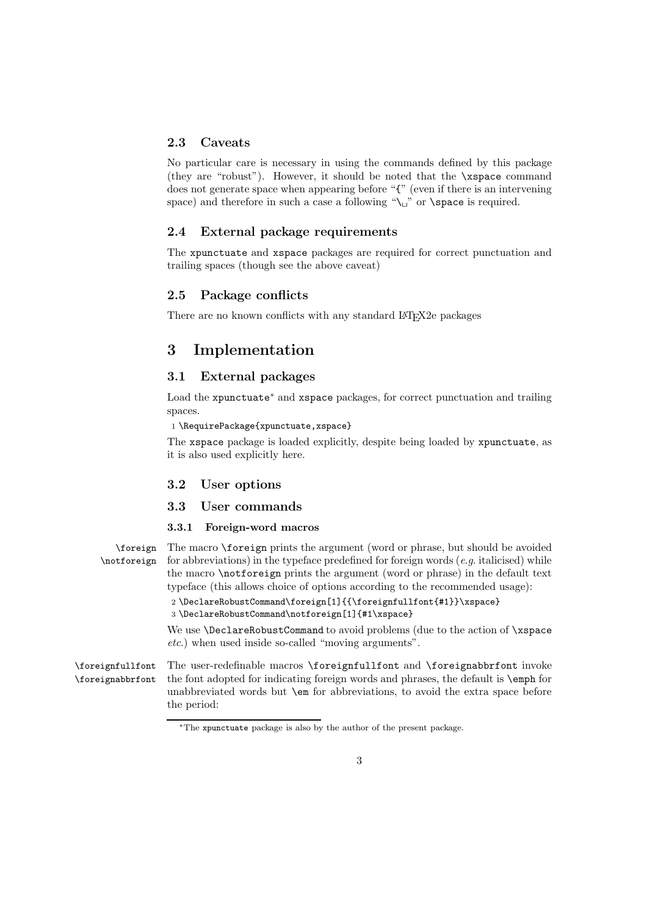## 2.3 Caveats

No particular care is necessary in using the commands defined by this package (they are "robust"). However, it should be noted that the `\xspace` command does not generate space when appearing before "`{`" (even if there is an intervening space) and therefore in such a case a following "`\␣`" or `\space` is required.

## 2.4 External package requirements

The `xpunctuate` and `xspace` packages are required for correct punctuation and trailing spaces (though see the above caveat)

## 2.5 Package conflicts

There are no known conflicts with any standard LaTeX2e packages

# 3 Implementation

## 3.1 External packages

Load the `xpunctuate`* and `xspace` packages, for correct punctuation and trailing spaces.

```
1 \RequirePackage{xpunctuate,xspace}
```

The `xspace` package is loaded explicitly, despite being loaded by `xpunctuate`, as it is also used explicitly here.

## 3.2 User options

## 3.3 User commands

### 3.3.1 Foreign-word macros

`\foreign` `\notforeign` The macro `\foreign` prints the argument (word or phrase, but should be avoided for abbreviations) in the typeface predefined for foreign words (*e.g.* italicised) while the macro `\notforeign` prints the argument (word or phrase) in the default text typeface (this allows choice of options according to the recommended usage):

```
2 \DeclareRobustCommand\foreign[1]{{\foreignfullfont{#1}}\xspace}
3 \DeclareRobustCommand\notforeign[1]{#1\xspace}
```

We use `\DeclareRobustCommand` to avoid problems (due to the action of `\xspace` *etc.*) when used inside so-called "moving arguments".

`\foreignfullfont` `\foreignabbrfont` The user-redefinable macros `\foreignfullfont` and `\foreignabbrfont` invoke the font adopted for indicating foreign words and phrases, the default is `\emph` for unabbreviated words but `\em` for abbreviations, to avoid the extra space before the period:

*The `xpunctuate` package is also by the author of the present package.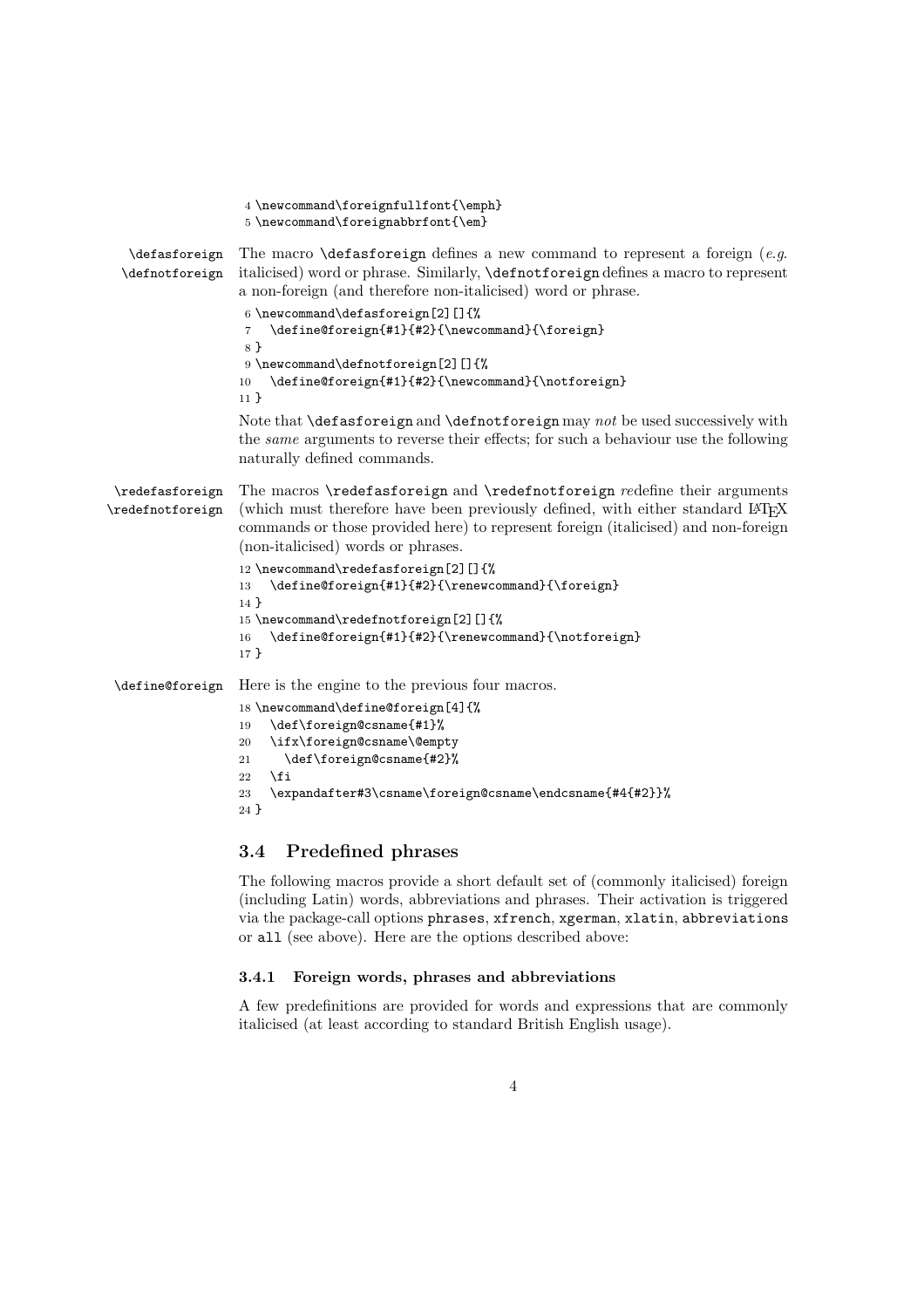```
4 \newcommand\foreignfullfont{\emph}
5 \newcommand\foreignabbrfont{\em}
```

\defasforeign \defnotforeign The macro \defasforeign defines a new command to represent a foreign (*e.g.* italicised) word or phrase. Similarly, \defnotforeign defines a macro to represent a non-foreign (and therefore non-italicised) word or phrase.

```
6 \newcommand\defasforeign[2][]{%
7   \define@foreign{#1}{#2}{\newcommand}{\foreign}
8 }
9 \newcommand\defnotforeign[2][]{%
10   \define@foreign{#1}{#2}{\newcommand}{\notforeign}
11 }
```

Note that \defasforeign and \defnotforeign may *not* be used successively with the *same* arguments to reverse their effects; for such a behaviour use the following naturally defined commands.

\redefasforeign \redefnotforeign The macros \redefasforeign and \redefnotforeign *re*define their arguments (which must therefore have been previously defined, with either standard LaTeX commands or those provided here) to represent foreign (italicised) and non-foreign (non-italicised) words or phrases.

```
12 \newcommand\redefasforeign[2][]{%
13   \define@foreign{#1}{#2}{\renewcommand}{\foreign}
14 }
15 \newcommand\redefnotforeign[2][]{%
16   \define@foreign{#1}{#2}{\renewcommand}{\notforeign}
17 }
```

\define@foreign Here is the engine to the previous four macros.

```
18 \newcommand\define@foreign[4]{%
19   \def\foreign@csname{#1}%
20   \ifx\foreign@csname\@empty
21     \def\foreign@csname{#2}%
22   \fi
23   \expandafter#3\csname\foreign@csname\endcsname{#4{#2}}%
24 }
```

## 3.4 Predefined phrases

The following macros provide a short default set of (commonly italicised) foreign (including Latin) words, abbreviations and phrases. Their activation is triggered via the package-call options `phrases`, `xfrench`, `xgerman`, `xlatin`, `abbreviations` or `all` (see above). Here are the options described above:

### 3.4.1 Foreign words, phrases and abbreviations

A few predefinitions are provided for words and expressions that are commonly italicised (at least according to standard British English usage).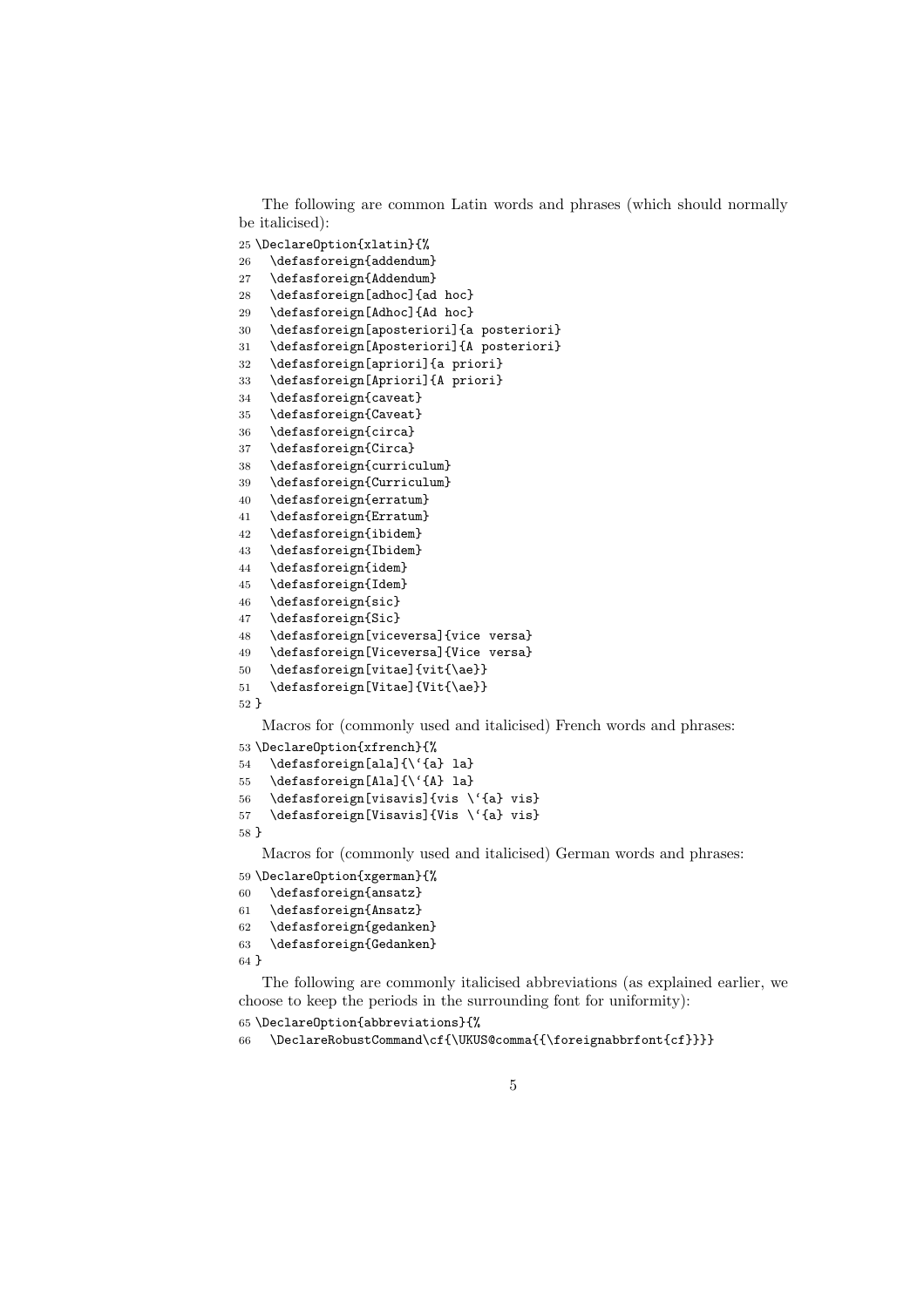The following are common Latin words and phrases (which should normally be italicised):

```
25 \DeclareOption{xlatin}{%
26   \defasforeign{addendum}
27   \defasforeign{Addendum}
28   \defasforeign[adhoc]{ad hoc}
29   \defasforeign[Adhoc]{Ad hoc}
30   \defasforeign[aposteriori]{a posteriori}
31   \defasforeign[Aposteriori]{A posteriori}
32   \defasforeign[apriori]{a priori}
33   \defasforeign[Apriori]{A priori}
34   \defasforeign{caveat}
35   \defasforeign{Caveat}
36   \defasforeign{circa}
37   \defasforeign{Circa}
38   \defasforeign{curriculum}
39   \defasforeign{Curriculum}
40   \defasforeign{erratum}
41   \defasforeign{Erratum}
42   \defasforeign{ibidem}
43   \defasforeign{Ibidem}
44   \defasforeign{idem}
45   \defasforeign{Idem}
46   \defasforeign{sic}
47   \defasforeign{Sic}
48   \defasforeign[viceversa]{vice versa}
49   \defasforeign[Viceversa]{Vice versa}
50   \defasforeign[vitae]{vit{\ae}}
51   \defasforeign[Vitae]{Vit{\ae}}
52 }
```

Macros for (commonly used and italicised) French words and phrases:

```
53 \DeclareOption{xfrench}{%
54   \defasforeign[ala]{\`{a} la}
55   \defasforeign[Ala]{\`{A} la}
56   \defasforeign[visavis]{vis \`{a} vis}
57   \defasforeign[Visavis]{Vis \`{a} vis}
58 }
```

Macros for (commonly used and italicised) German words and phrases:

```
59 \DeclareOption{xgerman}{%
60   \defasforeign{ansatz}
61   \defasforeign{Ansatz}
62   \defasforeign{gedanken}
63   \defasforeign{Gedanken}
64 }
```

The following are commonly italicised abbreviations (as explained earlier, we choose to keep the periods in the surrounding font for uniformity):

```
65 \DeclareOption{abbreviations}{%
66   \DeclareRobustCommand\cf{\UKUS@comma{{\foreignabbrfont{cf}}}}
```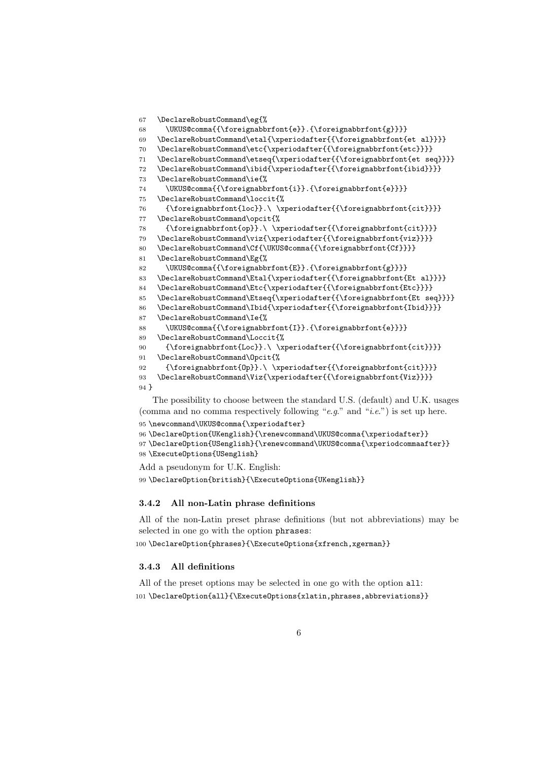```
67   \DeclareRobustCommand\eg{%
68     \UKUS@comma{{\foreignabbrfont{e}}.{\foreignabbrfont{g}}}}
69   \DeclareRobustCommand\etal{\xperiodafter{{\foreignabbrfont{et al}}}}
70   \DeclareRobustCommand\etc{\xperiodafter{{\foreignabbrfont{etc}}}}
71   \DeclareRobustCommand\etseq{\xperiodafter{{\foreignabbrfont{et seq}}}}
72   \DeclareRobustCommand\ibid{\xperiodafter{{\foreignabbrfont{ibid}}}}
73   \DeclareRobustCommand\ie{%
74     \UKUS@comma{{\foreignabbrfont{i}}.{\foreignabbrfont{e}}}}
75   \DeclareRobustCommand\loccit{%
76     {\foreignabbrfont{loc}}.\ \xperiodafter{{\foreignabbrfont{cit}}}}
77   \DeclareRobustCommand\opcit{%
78     {\foreignabbrfont{op}}.\ \xperiodafter{{\foreignabbrfont{cit}}}}
79   \DeclareRobustCommand\viz{\xperiodafter{{\foreignabbrfont{viz}}}}
80   \DeclareRobustCommand\Cf{\UKUS@comma{{\foreignabbrfont{Cf}}}}
81   \DeclareRobustCommand\Eg{%
82     \UKUS@comma{{\foreignabbrfont{E}}.{\foreignabbrfont{g}}}}
83   \DeclareRobustCommand\Etal{\xperiodafter{{\foreignabbrfont{Et al}}}}
84   \DeclareRobustCommand\Etc{\xperiodafter{{\foreignabbrfont{Etc}}}}
85   \DeclareRobustCommand\Etseq{\xperiodafter{{\foreignabbrfont{Et seq}}}}
86   \DeclareRobustCommand\Ibid{\xperiodafter{{\foreignabbrfont{Ibid}}}}
87   \DeclareRobustCommand\Ie{%
88     \UKUS@comma{{\foreignabbrfont{I}}.{\foreignabbrfont{e}}}}
89   \DeclareRobustCommand\Loccit{%
90     {\foreignabbrfont{Loc}}.\ \xperiodafter{{\foreignabbrfont{cit}}}}
91   \DeclareRobustCommand\Opcit{%
92     {\foreignabbrfont{Op}}.\ \xperiodafter{{\foreignabbrfont{cit}}}}
93   \DeclareRobustCommand\Viz{\xperiodafter{{\foreignabbrfont{Viz}}}}
94 }
```

The possibility to choose between the standard U.S. (default) and U.K. usages (comma and no comma respectively following "*e.g.*" and "*i.e.*") is set up here.

```
95 \newcommand\UKUS@comma{\xperiodafter}
96 \DeclareOption{UKenglish}{\renewcommand\UKUS@comma{\xperiodafter}}
97 \DeclareOption{USenglish}{\renewcommand\UKUS@comma{\xperiodcommaafter}}
98 \ExecuteOptions{USenglish}
```

Add a pseudonym for U.K. English:

```
99 \DeclareOption{british}{\ExecuteOptions{UKenglish}}
```

### 3.4.2 All non-Latin phrase definitions

All of the non-Latin preset phrase definitions (but not abbreviations) may be selected in one go with the option `phrases`:

```
100 \DeclareOption{phrases}{\ExecuteOptions{xfrench,xgerman}}
```

### 3.4.3 All definitions

All of the preset options may be selected in one go with the option `all`:

```
101 \DeclareOption{all}{\ExecuteOptions{xlatin,phrases,abbreviations}}
```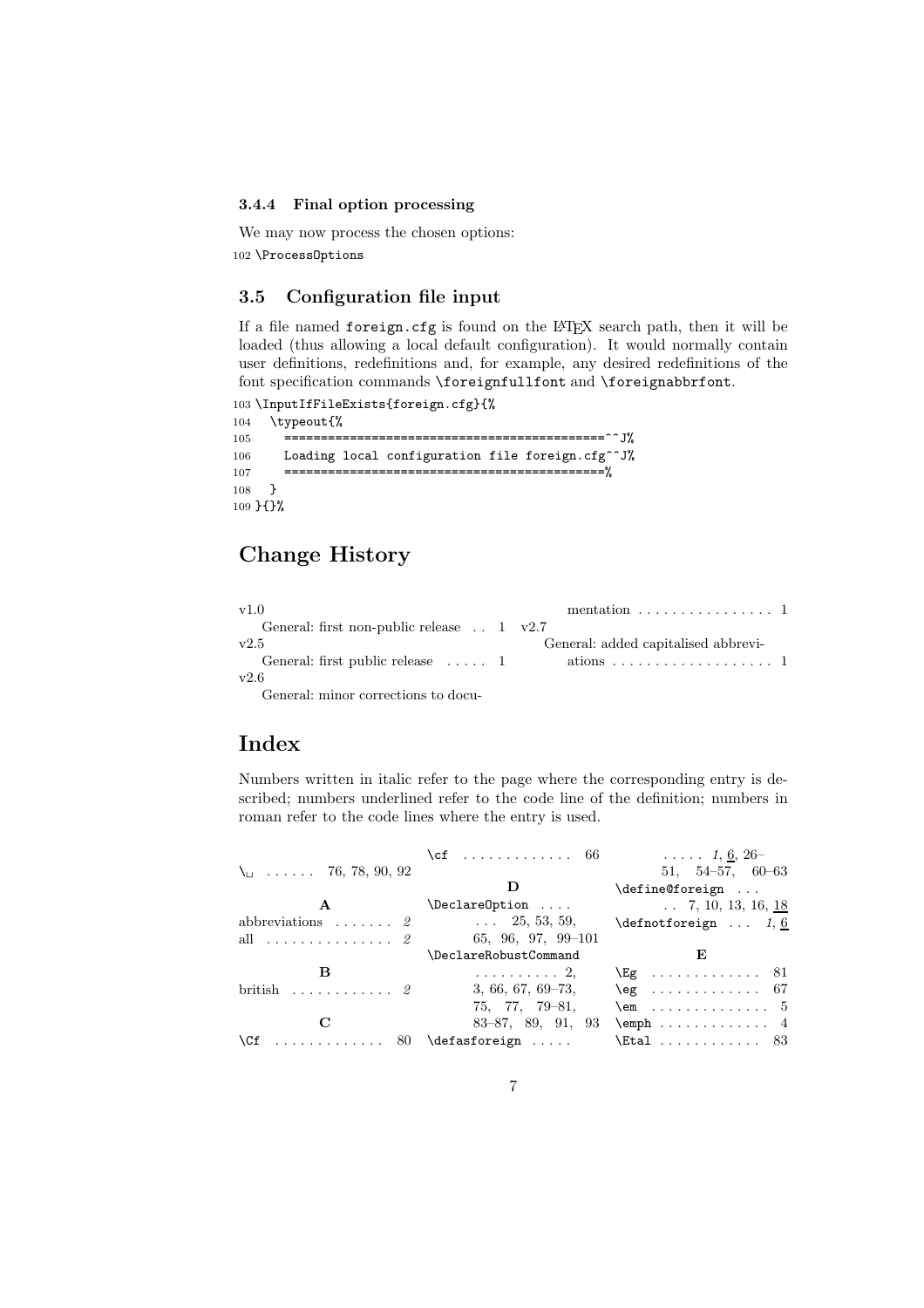### 3.4.4 Final option processing

We may now process the chosen options:

```
102 \ProcessOptions
```

## 3.5 Configuration file input

If a file named `foreign.cfg` is found on the LaTeX search path, then it will be loaded (thus allowing a local default configuration). It would normally contain user definitions, redefinitions and, for example, any desired redefinitions of the font specification commands `\foreignfullfont` and `\foreignabbrfont`.

```
103 \InputIfFileExists{foreign.cfg}{%
104   \typeout{%
105     ==========================================^^J%
106     Loading local configuration file foreign.cfg^^J%
107     ==========================================%
108   }
109 }{}%
```

# Change History

v1.0
  General: first non-public release . . 1

v2.5
  General: first public release . . . . . 1

v2.6
  General: minor corrections to documentation . . . . . . . . . . . . . . . . 1

v2.7
  General: added capitalised abbreviations . . . . . . . . . . . . . . . . . . . 1

# Index

Numbers written in italic refer to the page where the corresponding entry is described; numbers underlined refer to the code line of the definition; numbers in roman refer to the code lines where the entry is used.

`\␣` . . . . . . 76, 78, 90, 92

**A**

abbreviations . . . . . . . *2*
all . . . . . . . . . . . . . . . *2*

**B**

british . . . . . . . . . . . . *2*

**C**

`\Cf` . . . . . . . . . . . . . 80
`\cf` . . . . . . . . . . . . . 66

**D**

`\DeclareOption` . . . . 25, 53, 59, 65, 96, 97, 99–101
`\DeclareRobustCommand` . . . . . . . . . . . 2, 3, 66, 67, 69–73, 75, 77, 79–81, 83–87, 89, 91, 93
`\defasforeign` . . . . . . *1*, 6, 26–51, 54–57, 60–63
`\define@foreign` . . . 7, 10, 13, 16, 18
`\defnotforeign` . . . *1*, 6

**E**

`\Eg` . . . . . . . . . . . . . 81
`\eg` . . . . . . . . . . . . . 67
`\em` . . . . . . . . . . . . . 5
`\emph` . . . . . . . . . . . . 4
`\Etal` . . . . . . . . . . . . 83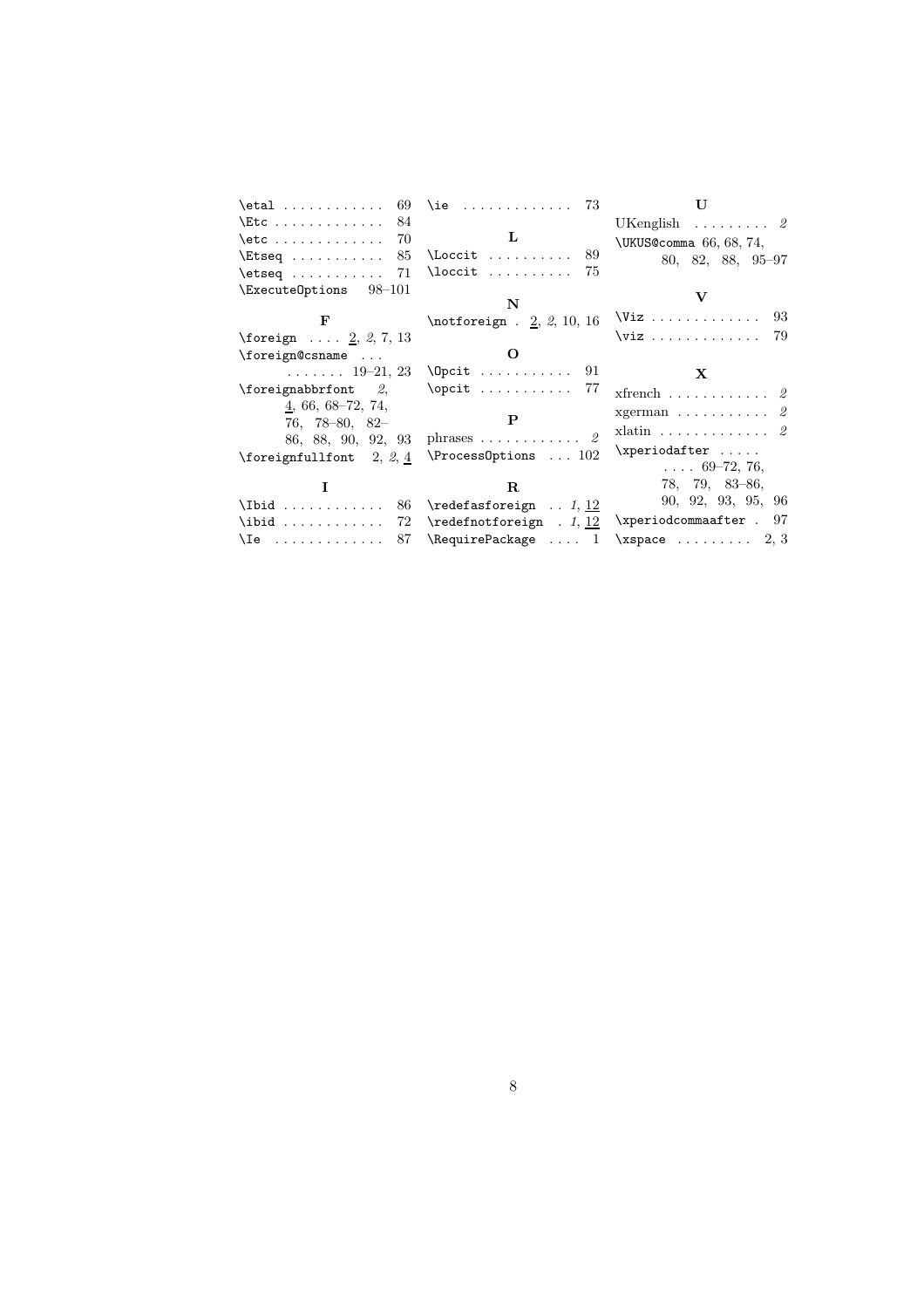\etal . . . . . . . . . . . . 69
\Etc . . . . . . . . . . . . . 84
\etc . . . . . . . . . . . . . 70
\Etseq . . . . . . . . . . . 85
\etseq . . . . . . . . . . . 71
\ExecuteOptions 98–101

**F**

\foreign . . . . 2, *2*, 7, 13
\foreign@csname . . . . . . . . . . 19–21, 23
\foreignabbrfont *2*, 4, 66, 68–72, 74, 76, 78–80, 82–86, 88, 90, 92, 93
\foreignfullfont 2, *2*, 4

**I**

\Ibid . . . . . . . . . . . . 86
\ibid . . . . . . . . . . . . 72
\Ie . . . . . . . . . . . . . 87
\ie . . . . . . . . . . . . . 73

**L**

\Loccit . . . . . . . . . . 89
\loccit . . . . . . . . . . 75

**N**

\notforeign . 2, *2*, 10, 16

**O**

\Opcit . . . . . . . . . . . 91
\opcit . . . . . . . . . . . 77

**P**

phrases . . . . . . . . . . . . *2*
\ProcessOptions . . . 102

**R**

\redefasforeign . . *1*, 12
\redefnotforeign . *1*, 12
\RequirePackage . . . . 1

**U**

UKenglish . . . . . . . . . *2*
\UKUS@comma 66, 68, 74, 80, 82, 88, 95–97

**V**

\Viz . . . . . . . . . . . . . 93
\viz . . . . . . . . . . . . . 79

**X**

xfrench . . . . . . . . . . . . *2*
xgerman . . . . . . . . . . . *2*
xlatin . . . . . . . . . . . . . *2*
\xperiodafter . . . . . . . . . 69–72, 76, 78, 79, 83–86, 90, 92, 93, 95, 96
\xperiodcommaafter . 97
\xspace . . . . . . . . . 2, 3